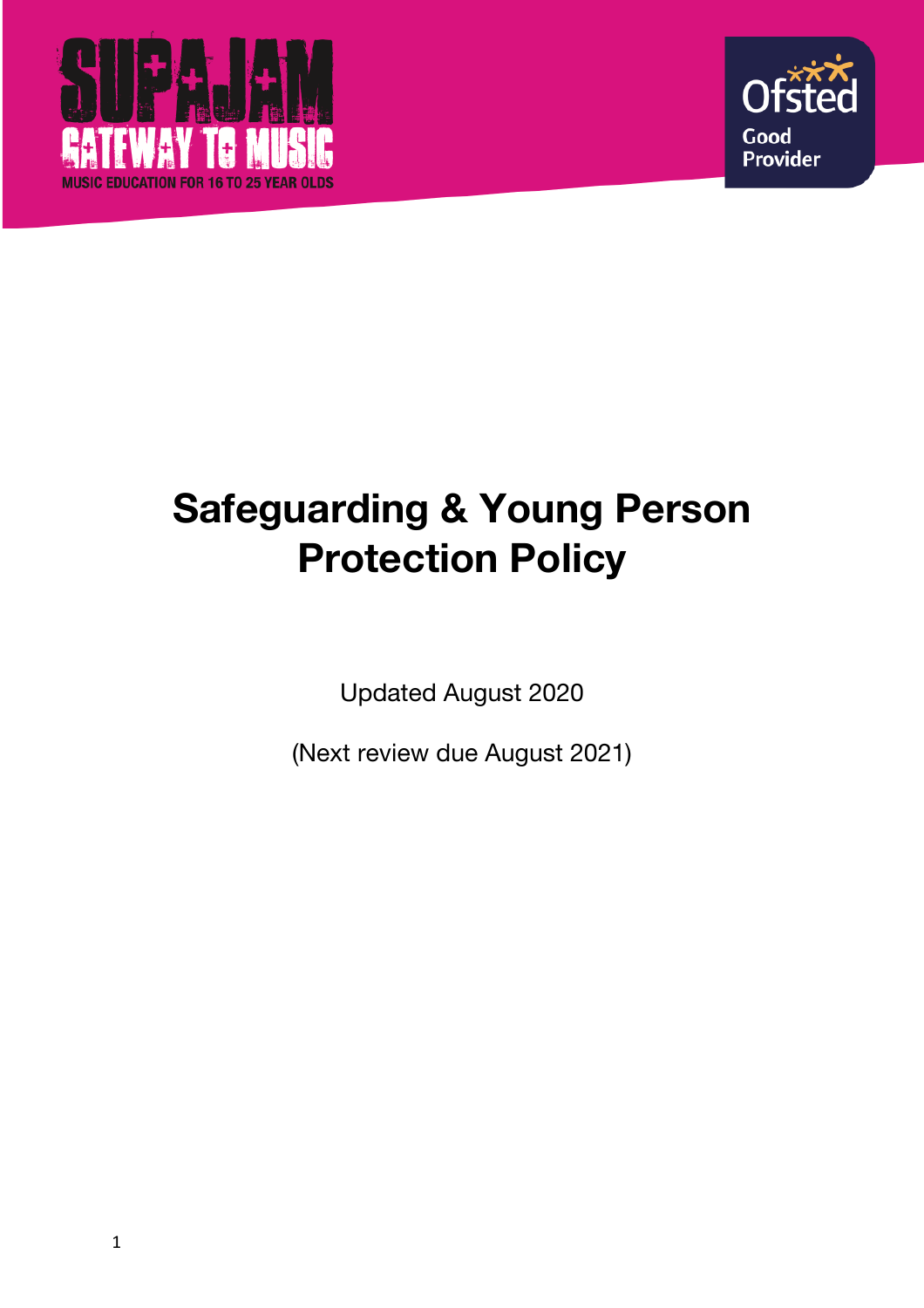SUPAJAM

GATEWAY TO MUSIC

MUSIC EDUCATION FOR 16 TO 25 YEAR OLDS

Ofsted

Good Provider

# Safeguarding & Young Person Protection Policy

Updated August 2020

(Next review due August 2021)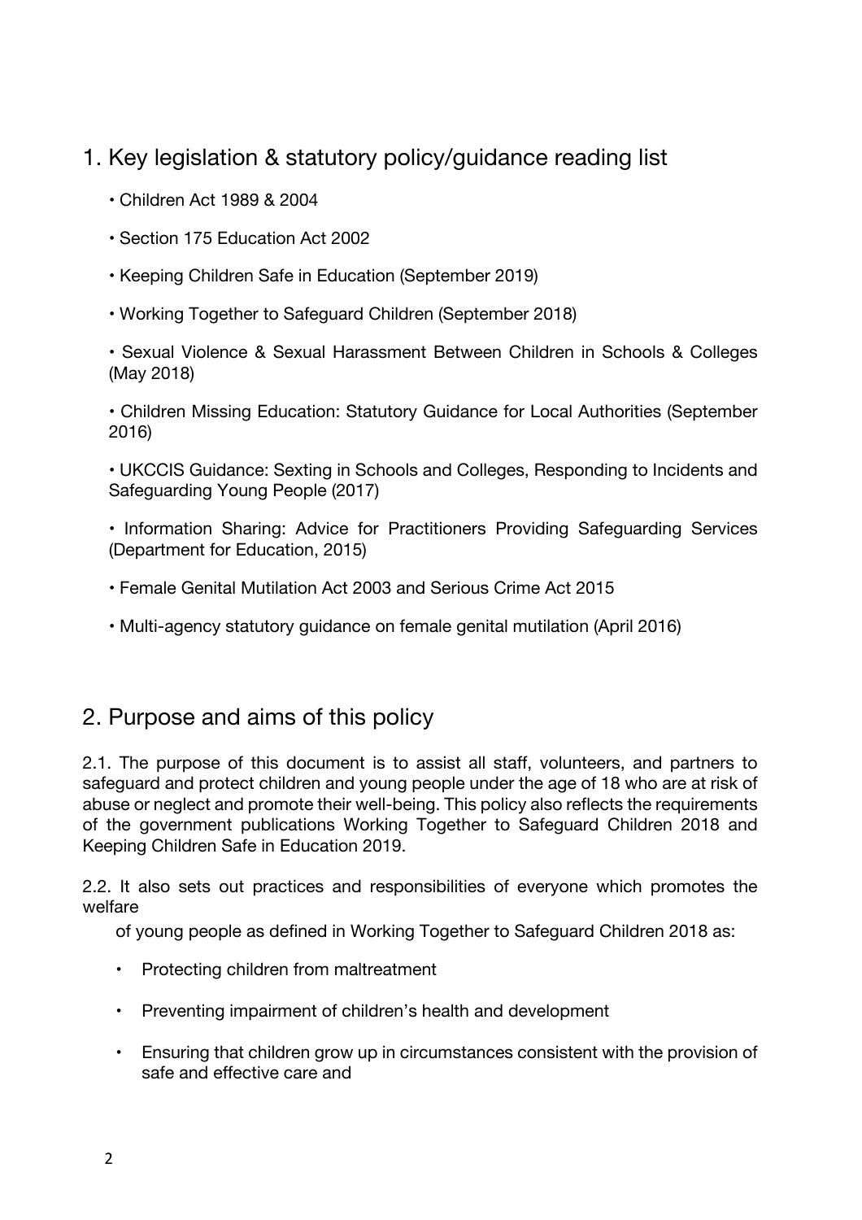## 1. Key legislation & statutory policy/guidance reading list

- Children Act 1989 & 2004
- Section 175 Education Act 2002
- Keeping Children Safe in Education (September 2019)
- Working Together to Safeguard Children (September 2018)
- Sexual Violence & Sexual Harassment Between Children in Schools & Colleges (May 2018)
- Children Missing Education: Statutory Guidance for Local Authorities (September 2016)
- UKCCIS Guidance: Sexting in Schools and Colleges, Responding to Incidents and Safeguarding Young People (2017)
- Information Sharing: Advice for Practitioners Providing Safeguarding Services (Department for Education, 2015)
- Female Genital Mutilation Act 2003 and Serious Crime Act 2015
- Multi-agency statutory guidance on female genital mutilation (April 2016)

## 2. Purpose and aims of this policy

2.1. The purpose of this document is to assist all staff, volunteers, and partners to safeguard and protect children and young people under the age of 18 who are at risk of abuse or neglect and promote their well-being. This policy also reflects the requirements of the government publications Working Together to Safeguard Children 2018 and Keeping Children Safe in Education 2019.

2.2. It also sets out practices and responsibilities of everyone which promotes the welfare of young people as defined in Working Together to Safeguard Children 2018 as:

- Protecting children from maltreatment
- Preventing impairment of children's health and development
- Ensuring that children grow up in circumstances consistent with the provision of safe and effective care and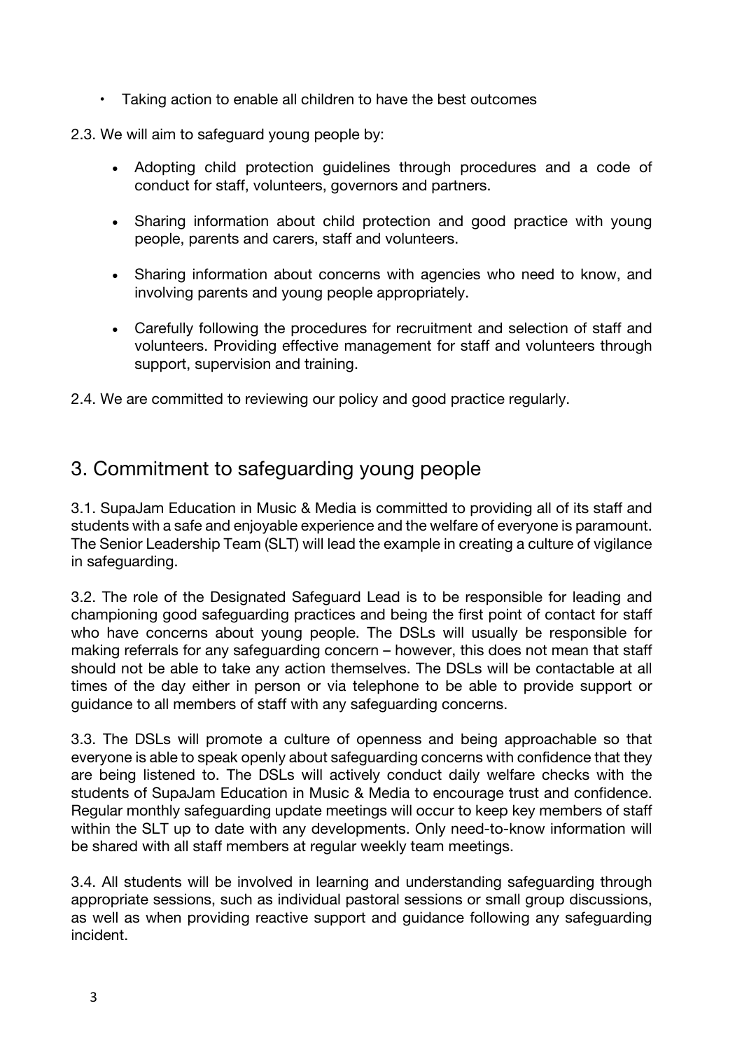- Taking action to enable all children to have the best outcomes

2.3. We will aim to safeguard young people by:

- Adopting child protection guidelines through procedures and a code of conduct for staff, volunteers, governors and partners.
- Sharing information about child protection and good practice with young people, parents and carers, staff and volunteers.
- Sharing information about concerns with agencies who need to know, and involving parents and young people appropriately.
- Carefully following the procedures for recruitment and selection of staff and volunteers. Providing effective management for staff and volunteers through support, supervision and training.

2.4. We are committed to reviewing our policy and good practice regularly.

## 3. Commitment to safeguarding young people

3.1. SupaJam Education in Music & Media is committed to providing all of its staff and students with a safe and enjoyable experience and the welfare of everyone is paramount. The Senior Leadership Team (SLT) will lead the example in creating a culture of vigilance in safeguarding.

3.2. The role of the Designated Safeguard Lead is to be responsible for leading and championing good safeguarding practices and being the first point of contact for staff who have concerns about young people. The DSLs will usually be responsible for making referrals for any safeguarding concern – however, this does not mean that staff should not be able to take any action themselves. The DSLs will be contactable at all times of the day either in person or via telephone to be able to provide support or guidance to all members of staff with any safeguarding concerns.

3.3. The DSLs will promote a culture of openness and being approachable so that everyone is able to speak openly about safeguarding concerns with confidence that they are being listened to. The DSLs will actively conduct daily welfare checks with the students of SupaJam Education in Music & Media to encourage trust and confidence. Regular monthly safeguarding update meetings will occur to keep key members of staff within the SLT up to date with any developments. Only need-to-know information will be shared with all staff members at regular weekly team meetings.

3.4. All students will be involved in learning and understanding safeguarding through appropriate sessions, such as individual pastoral sessions or small group discussions, as well as when providing reactive support and guidance following any safeguarding incident.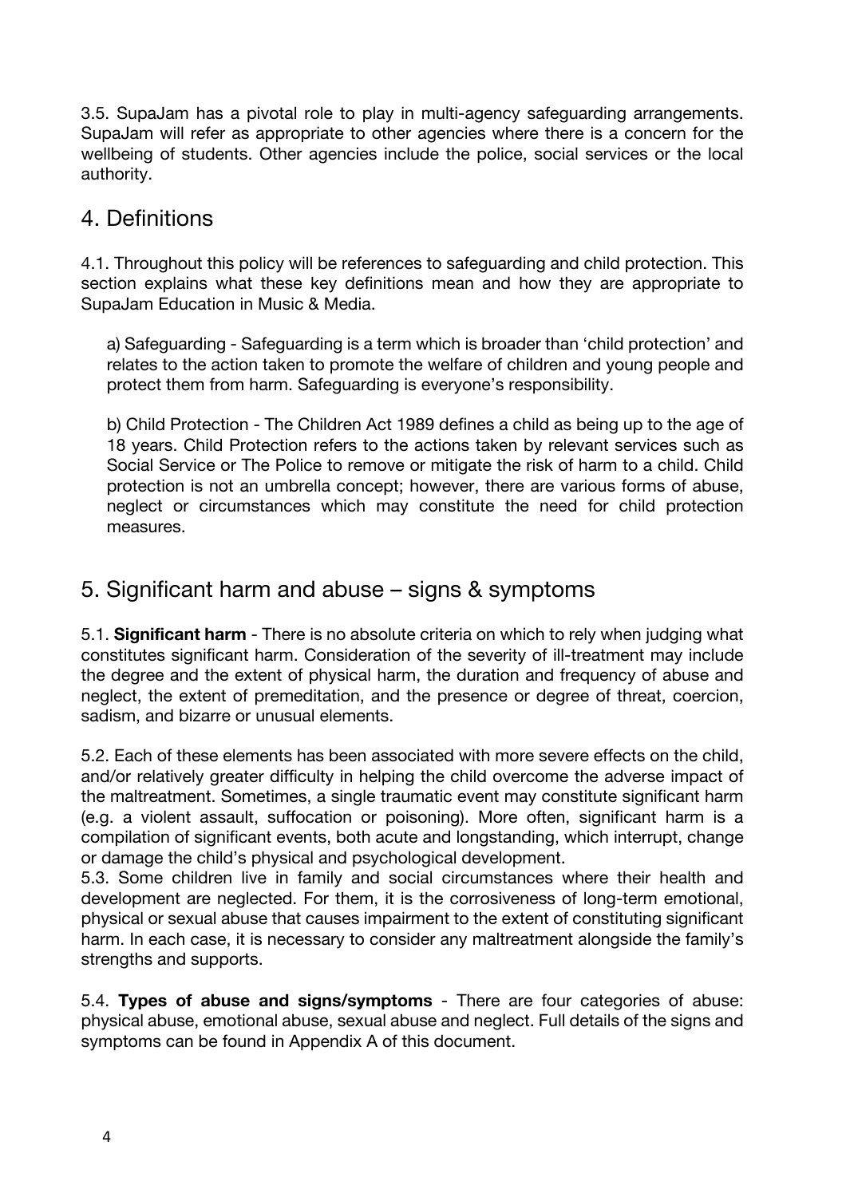3.5. SupaJam has a pivotal role to play in multi-agency safeguarding arrangements. SupaJam will refer as appropriate to other agencies where there is a concern for the wellbeing of students. Other agencies include the police, social services or the local authority.

## 4. Definitions

4.1. Throughout this policy will be references to safeguarding and child protection. This section explains what these key definitions mean and how they are appropriate to SupaJam Education in Music & Media.

a) Safeguarding - Safeguarding is a term which is broader than 'child protection' and relates to the action taken to promote the welfare of children and young people and protect them from harm. Safeguarding is everyone's responsibility.

b) Child Protection - The Children Act 1989 defines a child as being up to the age of 18 years. Child Protection refers to the actions taken by relevant services such as Social Service or The Police to remove or mitigate the risk of harm to a child. Child protection is not an umbrella concept; however, there are various forms of abuse, neglect or circumstances which may constitute the need for child protection measures.

## 5. Significant harm and abuse – signs & symptoms

5.1. **Significant harm** - There is no absolute criteria on which to rely when judging what constitutes significant harm. Consideration of the severity of ill-treatment may include the degree and the extent of physical harm, the duration and frequency of abuse and neglect, the extent of premeditation, and the presence or degree of threat, coercion, sadism, and bizarre or unusual elements.

5.2. Each of these elements has been associated with more severe effects on the child, and/or relatively greater difficulty in helping the child overcome the adverse impact of the maltreatment. Sometimes, a single traumatic event may constitute significant harm (e.g. a violent assault, suffocation or poisoning). More often, significant harm is a compilation of significant events, both acute and longstanding, which interrupt, change or damage the child's physical and psychological development.

5.3. Some children live in family and social circumstances where their health and development are neglected. For them, it is the corrosiveness of long-term emotional, physical or sexual abuse that causes impairment to the extent of constituting significant harm. In each case, it is necessary to consider any maltreatment alongside the family's strengths and supports.

5.4. **Types of abuse and signs/symptoms** - There are four categories of abuse: physical abuse, emotional abuse, sexual abuse and neglect. Full details of the signs and symptoms can be found in Appendix A of this document.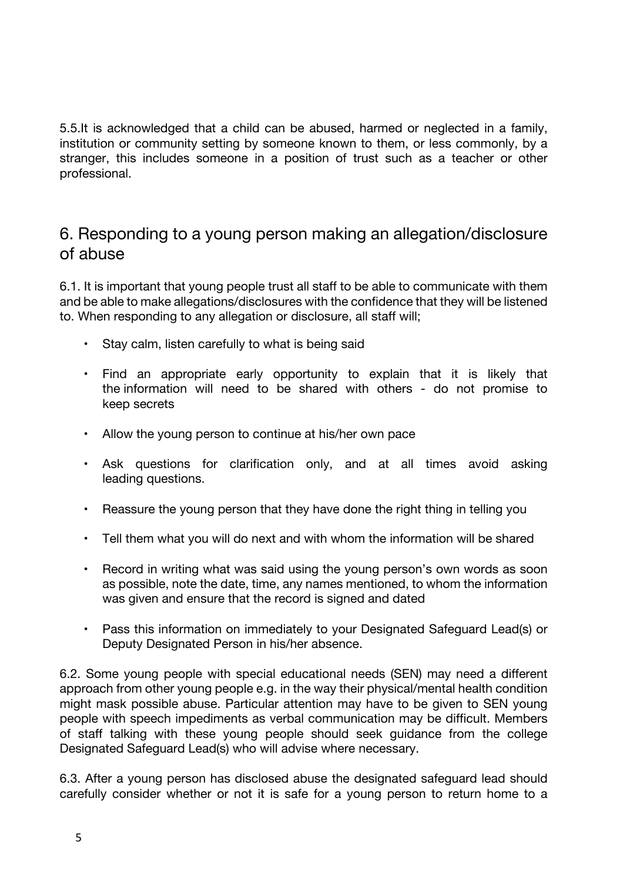5.5.It is acknowledged that a child can be abused, harmed or neglected in a family, institution or community setting by someone known to them, or less commonly, by a stranger, this includes someone in a position of trust such as a teacher or other professional.

## 6. Responding to a young person making an allegation/disclosure of abuse

6.1. It is important that young people trust all staff to be able to communicate with them and be able to make allegations/disclosures with the confidence that they will be listened to. When responding to any allegation or disclosure, all staff will;

- Stay calm, listen carefully to what is being said
- Find an appropriate early opportunity to explain that it is likely that the information will need to be shared with others - do not promise to keep secrets
- Allow the young person to continue at his/her own pace
- Ask questions for clarification only, and at all times avoid asking leading questions.
- Reassure the young person that they have done the right thing in telling you
- Tell them what you will do next and with whom the information will be shared
- Record in writing what was said using the young person's own words as soon as possible, note the date, time, any names mentioned, to whom the information was given and ensure that the record is signed and dated
- Pass this information on immediately to your Designated Safeguard Lead(s) or Deputy Designated Person in his/her absence.

6.2. Some young people with special educational needs (SEN) may need a different approach from other young people e.g. in the way their physical/mental health condition might mask possible abuse. Particular attention may have to be given to SEN young people with speech impediments as verbal communication may be difficult. Members of staff talking with these young people should seek guidance from the college Designated Safeguard Lead(s) who will advise where necessary.

6.3. After a young person has disclosed abuse the designated safeguard lead should carefully consider whether or not it is safe for a young person to return home to a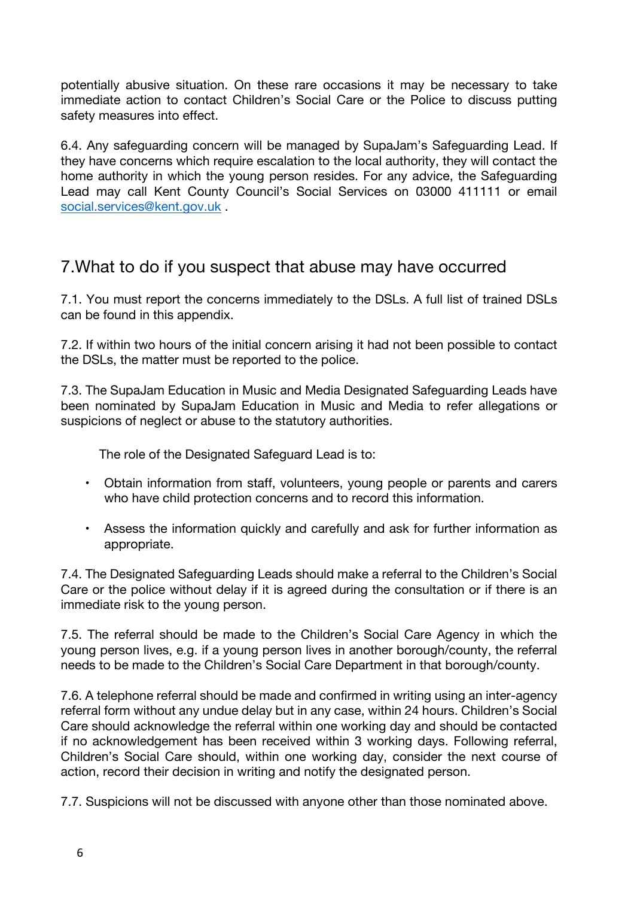potentially abusive situation. On these rare occasions it may be necessary to take immediate action to contact Children's Social Care or the Police to discuss putting safety measures into effect.

6.4. Any safeguarding concern will be managed by SupaJam's Safeguarding Lead. If they have concerns which require escalation to the local authority, they will contact the home authority in which the young person resides. For any advice, the Safeguarding Lead may call Kent County Council's Social Services on 03000 411111 or email [social.services@kent.gov.uk](mailto:social.services@kent.gov.uk) .

## 7.What to do if you suspect that abuse may have occurred

7.1. You must report the concerns immediately to the DSLs. A full list of trained DSLs can be found in this appendix.

7.2. If within two hours of the initial concern arising it had not been possible to contact the DSLs, the matter must be reported to the police.

7.3. The SupaJam Education in Music and Media Designated Safeguarding Leads have been nominated by SupaJam Education in Music and Media to refer allegations or suspicions of neglect or abuse to the statutory authorities.

The role of the Designated Safeguard Lead is to:

- Obtain information from staff, volunteers, young people or parents and carers who have child protection concerns and to record this information.
- Assess the information quickly and carefully and ask for further information as appropriate.

7.4. The Designated Safeguarding Leads should make a referral to the Children's Social Care or the police without delay if it is agreed during the consultation or if there is an immediate risk to the young person.

7.5. The referral should be made to the Children's Social Care Agency in which the young person lives, e.g. if a young person lives in another borough/county, the referral needs to be made to the Children's Social Care Department in that borough/county.

7.6. A telephone referral should be made and confirmed in writing using an inter-agency referral form without any undue delay but in any case, within 24 hours. Children's Social Care should acknowledge the referral within one working day and should be contacted if no acknowledgement has been received within 3 working days. Following referral, Children's Social Care should, within one working day, consider the next course of action, record their decision in writing and notify the designated person.

7.7. Suspicions will not be discussed with anyone other than those nominated above.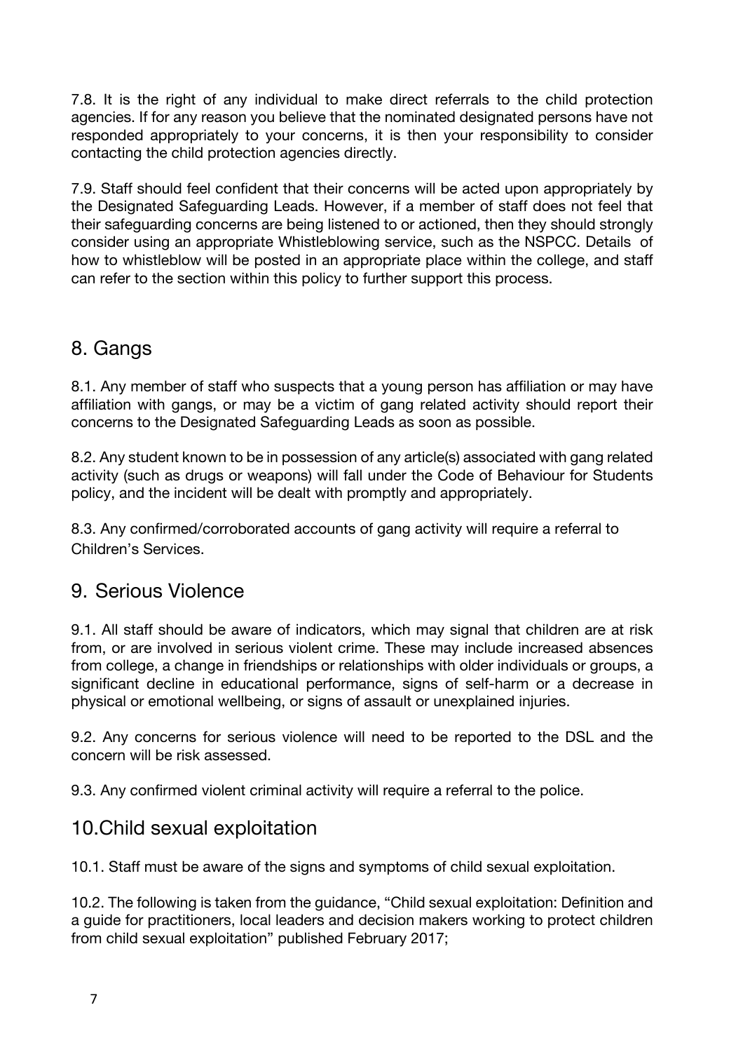7.8. It is the right of any individual to make direct referrals to the child protection agencies. If for any reason you believe that the nominated designated persons have not responded appropriately to your concerns, it is then your responsibility to consider contacting the child protection agencies directly.

7.9. Staff should feel confident that their concerns will be acted upon appropriately by the Designated Safeguarding Leads. However, if a member of staff does not feel that their safeguarding concerns are being listened to or actioned, then they should strongly consider using an appropriate Whistleblowing service, such as the NSPCC. Details of how to whistleblow will be posted in an appropriate place within the college, and staff can refer to the section within this policy to further support this process.

## 8. Gangs

8.1. Any member of staff who suspects that a young person has affiliation or may have affiliation with gangs, or may be a victim of gang related activity should report their concerns to the Designated Safeguarding Leads as soon as possible.

8.2. Any student known to be in possession of any article(s) associated with gang related activity (such as drugs or weapons) will fall under the Code of Behaviour for Students policy, and the incident will be dealt with promptly and appropriately.

8.3. Any confirmed/corroborated accounts of gang activity will require a referral to Children's Services.

## 9. Serious Violence

9.1. All staff should be aware of indicators, which may signal that children are at risk from, or are involved in serious violent crime. These may include increased absences from college, a change in friendships or relationships with older individuals or groups, a significant decline in educational performance, signs of self-harm or a decrease in physical or emotional wellbeing, or signs of assault or unexplained injuries.

9.2. Any concerns for serious violence will need to be reported to the DSL and the concern will be risk assessed.

9.3. Any confirmed violent criminal activity will require a referral to the police.

## 10.Child sexual exploitation

10.1. Staff must be aware of the signs and symptoms of child sexual exploitation.

10.2. The following is taken from the guidance, "Child sexual exploitation: Definition and a guide for practitioners, local leaders and decision makers working to protect children from child sexual exploitation" published February 2017;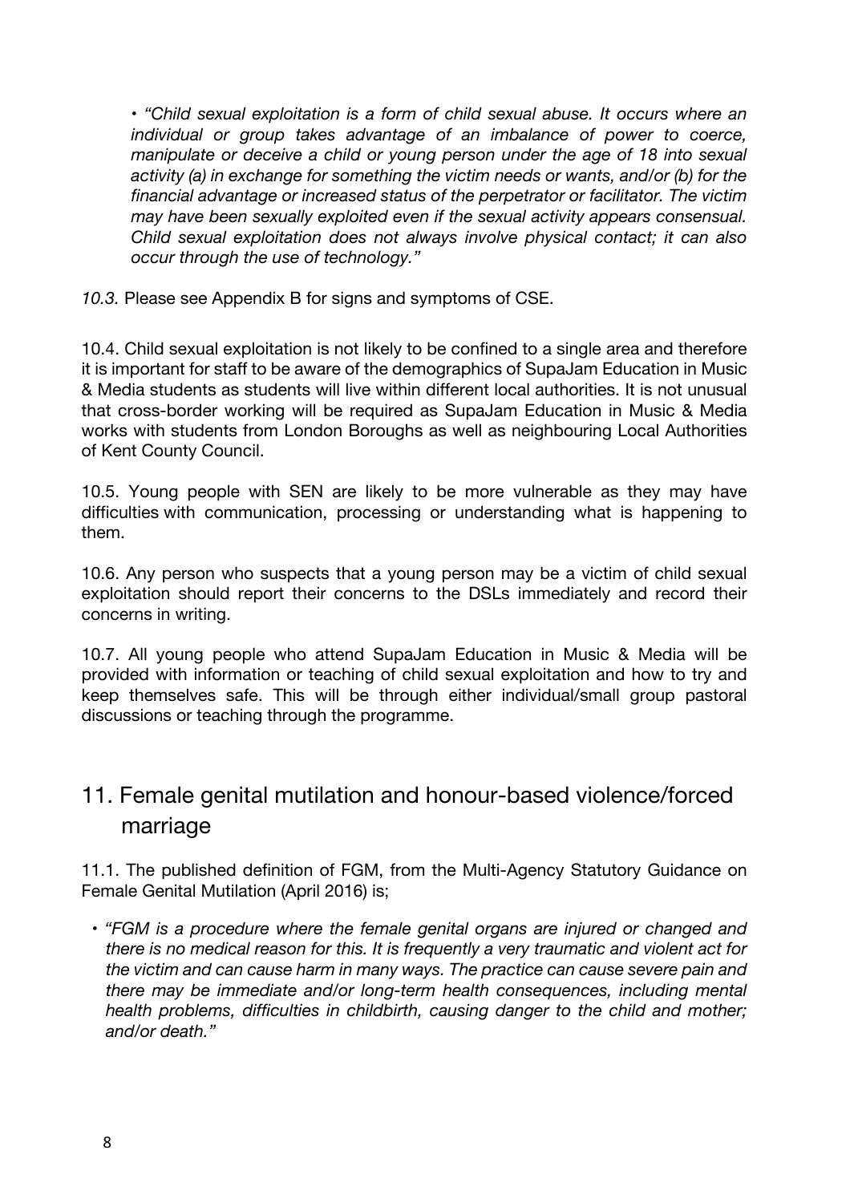- *"Child sexual exploitation is a form of child sexual abuse. It occurs where an individual or group takes advantage of an imbalance of power to coerce, manipulate or deceive a child or young person under the age of 18 into sexual activity (a) in exchange for something the victim needs or wants, and/or (b) for the financial advantage or increased status of the perpetrator or facilitator. The victim may have been sexually exploited even if the sexual activity appears consensual. Child sexual exploitation does not always involve physical contact; it can also occur through the use of technology."*

*10.3.* Please see Appendix B for signs and symptoms of CSE.

10.4. Child sexual exploitation is not likely to be confined to a single area and therefore it is important for staff to be aware of the demographics of SupaJam Education in Music & Media students as students will live within different local authorities. It is not unusual that cross-border working will be required as SupaJam Education in Music & Media works with students from London Boroughs as well as neighbouring Local Authorities of Kent County Council.

10.5. Young people with SEN are likely to be more vulnerable as they may have difficulties with communication, processing or understanding what is happening to them.

10.6. Any person who suspects that a young person may be a victim of child sexual exploitation should report their concerns to the DSLs immediately and record their concerns in writing.

10.7. All young people who attend SupaJam Education in Music & Media will be provided with information or teaching of child sexual exploitation and how to try and keep themselves safe. This will be through either individual/small group pastoral discussions or teaching through the programme.

## 11. Female genital mutilation and honour-based violence/forced marriage

11.1. The published definition of FGM, from the Multi-Agency Statutory Guidance on Female Genital Mutilation (April 2016) is;

- *"FGM is a procedure where the female genital organs are injured or changed and there is no medical reason for this. It is frequently a very traumatic and violent act for the victim and can cause harm in many ways. The practice can cause severe pain and there may be immediate and/or long-term health consequences, including mental health problems, difficulties in childbirth, causing danger to the child and mother; and/or death."*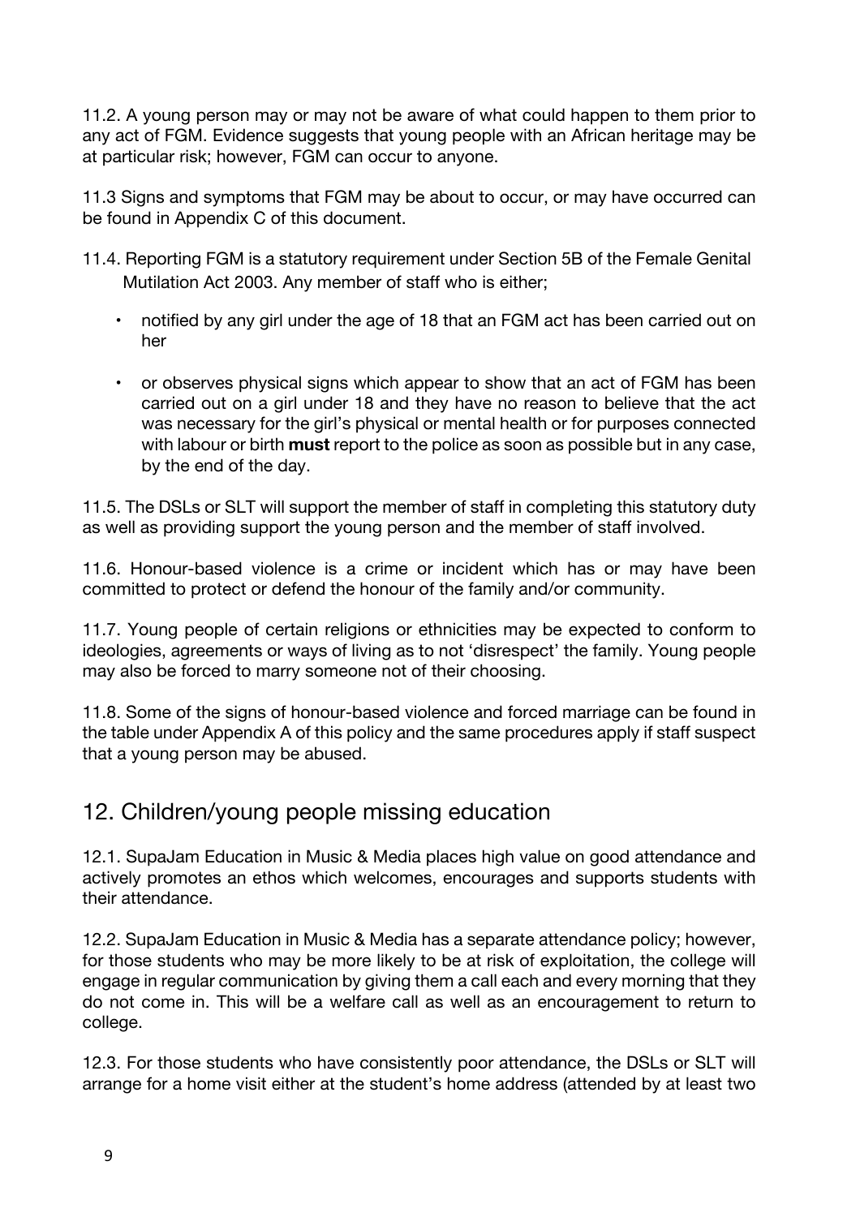11.2. A young person may or may not be aware of what could happen to them prior to any act of FGM. Evidence suggests that young people with an African heritage may be at particular risk; however, FGM can occur to anyone.

11.3 Signs and symptoms that FGM may be about to occur, or may have occurred can be found in Appendix C of this document.

11.4. Reporting FGM is a statutory requirement under Section 5B of the Female Genital Mutilation Act 2003. Any member of staff who is either;

- notified by any girl under the age of 18 that an FGM act has been carried out on her
- or observes physical signs which appear to show that an act of FGM has been carried out on a girl under 18 and they have no reason to believe that the act was necessary for the girl's physical or mental health or for purposes connected with labour or birth **must** report to the police as soon as possible but in any case, by the end of the day.

11.5. The DSLs or SLT will support the member of staff in completing this statutory duty as well as providing support the young person and the member of staff involved.

11.6. Honour-based violence is a crime or incident which has or may have been committed to protect or defend the honour of the family and/or community.

11.7. Young people of certain religions or ethnicities may be expected to conform to ideologies, agreements or ways of living as to not 'disrespect' the family. Young people may also be forced to marry someone not of their choosing.

11.8. Some of the signs of honour-based violence and forced marriage can be found in the table under Appendix A of this policy and the same procedures apply if staff suspect that a young person may be abused.

## 12. Children/young people missing education

12.1. SupaJam Education in Music & Media places high value on good attendance and actively promotes an ethos which welcomes, encourages and supports students with their attendance.

12.2. SupaJam Education in Music & Media has a separate attendance policy; however, for those students who may be more likely to be at risk of exploitation, the college will engage in regular communication by giving them a call each and every morning that they do not come in. This will be a welfare call as well as an encouragement to return to college.

12.3. For those students who have consistently poor attendance, the DSLs or SLT will arrange for a home visit either at the student's home address (attended by at least two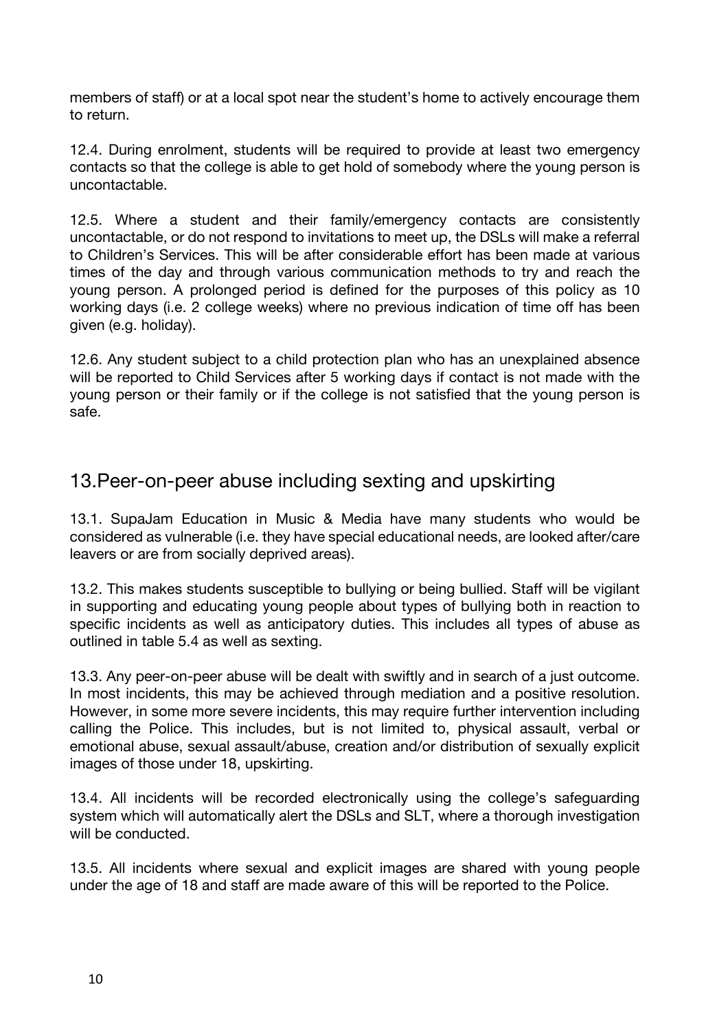members of staff) or at a local spot near the student's home to actively encourage them to return.

12.4. During enrolment, students will be required to provide at least two emergency contacts so that the college is able to get hold of somebody where the young person is uncontactable.

12.5. Where a student and their family/emergency contacts are consistently uncontactable, or do not respond to invitations to meet up, the DSLs will make a referral to Children's Services. This will be after considerable effort has been made at various times of the day and through various communication methods to try and reach the young person. A prolonged period is defined for the purposes of this policy as 10 working days (i.e. 2 college weeks) where no previous indication of time off has been given (e.g. holiday).

12.6. Any student subject to a child protection plan who has an unexplained absence will be reported to Child Services after 5 working days if contact is not made with the young person or their family or if the college is not satisfied that the young person is safe.

## 13.Peer-on-peer abuse including sexting and upskirting

13.1. SupaJam Education in Music & Media have many students who would be considered as vulnerable (i.e. they have special educational needs, are looked after/care leavers or are from socially deprived areas).

13.2. This makes students susceptible to bullying or being bullied. Staff will be vigilant in supporting and educating young people about types of bullying both in reaction to specific incidents as well as anticipatory duties. This includes all types of abuse as outlined in table 5.4 as well as sexting.

13.3. Any peer-on-peer abuse will be dealt with swiftly and in search of a just outcome. In most incidents, this may be achieved through mediation and a positive resolution. However, in some more severe incidents, this may require further intervention including calling the Police. This includes, but is not limited to, physical assault, verbal or emotional abuse, sexual assault/abuse, creation and/or distribution of sexually explicit images of those under 18, upskirting.

13.4. All incidents will be recorded electronically using the college's safeguarding system which will automatically alert the DSLs and SLT, where a thorough investigation will be conducted.

13.5. All incidents where sexual and explicit images are shared with young people under the age of 18 and staff are made aware of this will be reported to the Police.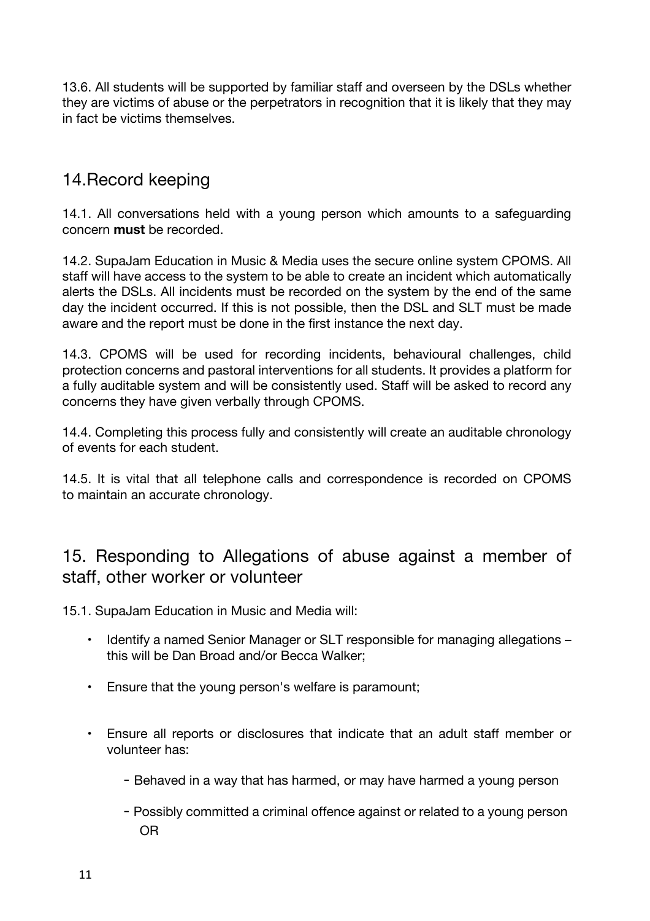13.6. All students will be supported by familiar staff and overseen by the DSLs whether they are victims of abuse or the perpetrators in recognition that it is likely that they may in fact be victims themselves.

## 14.Record keeping

14.1. All conversations held with a young person which amounts to a safeguarding concern **must** be recorded.

14.2. SupaJam Education in Music & Media uses the secure online system CPOMS. All staff will have access to the system to be able to create an incident which automatically alerts the DSLs. All incidents must be recorded on the system by the end of the same day the incident occurred. If this is not possible, then the DSL and SLT must be made aware and the report must be done in the first instance the next day.

14.3. CPOMS will be used for recording incidents, behavioural challenges, child protection concerns and pastoral interventions for all students. It provides a platform for a fully auditable system and will be consistently used. Staff will be asked to record any concerns they have given verbally through CPOMS.

14.4. Completing this process fully and consistently will create an auditable chronology of events for each student.

14.5. It is vital that all telephone calls and correspondence is recorded on CPOMS to maintain an accurate chronology.

## 15. Responding to Allegations of abuse against a member of staff, other worker or volunteer

15.1. SupaJam Education in Music and Media will:

- Identify a named Senior Manager or SLT responsible for managing allegations – this will be Dan Broad and/or Becca Walker;
- Ensure that the young person's welfare is paramount;
- Ensure all reports or disclosures that indicate that an adult staff member or volunteer has:
  - Behaved in a way that has harmed, or may have harmed a young person
  - Possibly committed a criminal offence against or related to a young person OR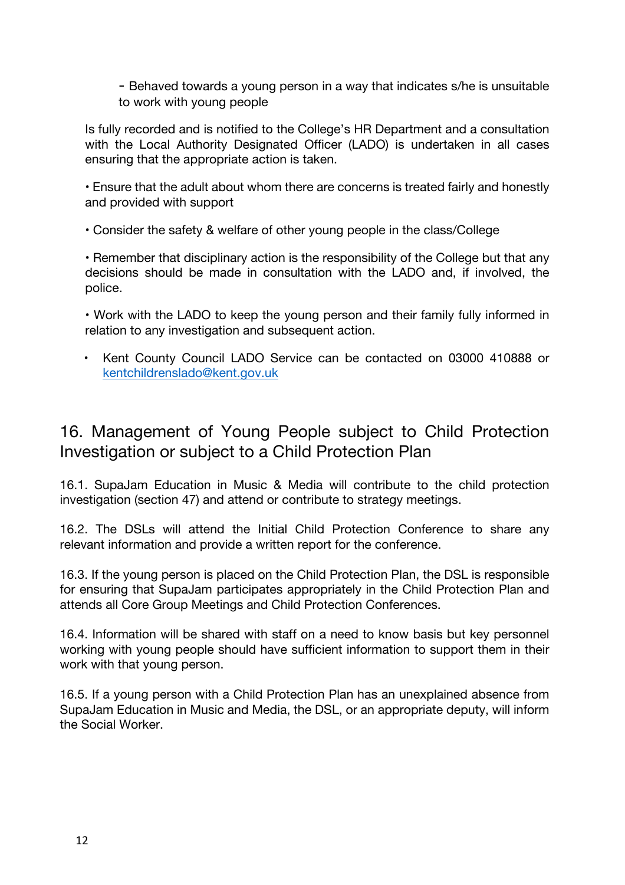- Behaved towards a young person in a way that indicates s/he is unsuitable to work with young people

Is fully recorded and is notified to the College's HR Department and a consultation with the Local Authority Designated Officer (LADO) is undertaken in all cases ensuring that the appropriate action is taken.

• Ensure that the adult about whom there are concerns is treated fairly and honestly and provided with support

• Consider the safety & welfare of other young people in the class/College

• Remember that disciplinary action is the responsibility of the College but that any decisions should be made in consultation with the LADO and, if involved, the police.

• Work with the LADO to keep the young person and their family fully informed in relation to any investigation and subsequent action.

- Kent County Council LADO Service can be contacted on 03000 410888 or [kentchildrenslado@kent.gov.uk](mailto:kentchildrenslado@kent.gov.uk)

## 16. Management of Young People subject to Child Protection Investigation or subject to a Child Protection Plan

16.1. SupaJam Education in Music & Media will contribute to the child protection investigation (section 47) and attend or contribute to strategy meetings.

16.2. The DSLs will attend the Initial Child Protection Conference to share any relevant information and provide a written report for the conference.

16.3. If the young person is placed on the Child Protection Plan, the DSL is responsible for ensuring that SupaJam participates appropriately in the Child Protection Plan and attends all Core Group Meetings and Child Protection Conferences.

16.4. Information will be shared with staff on a need to know basis but key personnel working with young people should have sufficient information to support them in their work with that young person.

16.5. If a young person with a Child Protection Plan has an unexplained absence from SupaJam Education in Music and Media, the DSL, or an appropriate deputy, will inform the Social Worker.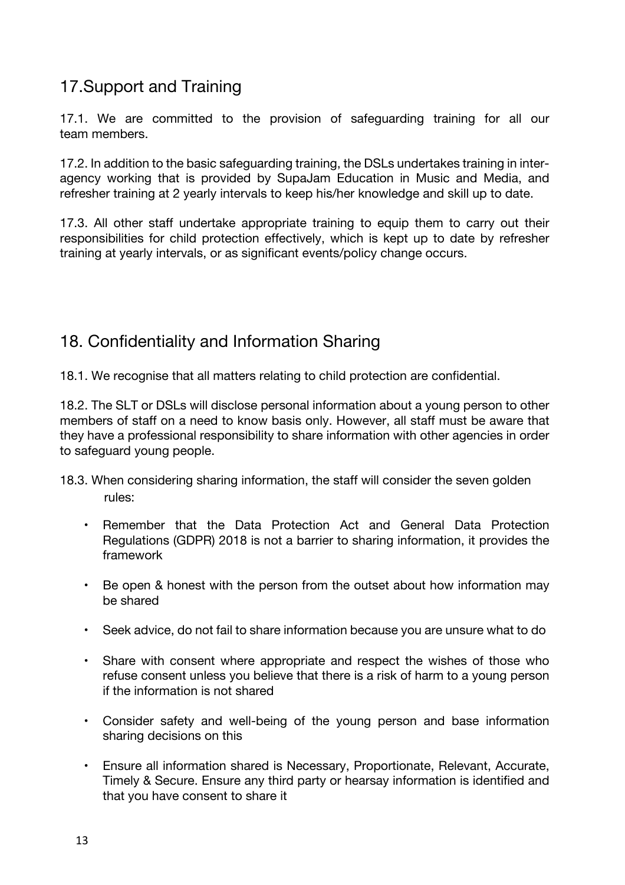## 17.Support and Training

17.1. We are committed to the provision of safeguarding training for all our team members.

17.2. In addition to the basic safeguarding training, the DSLs undertakes training in inter-agency working that is provided by SupaJam Education in Music and Media, and refresher training at 2 yearly intervals to keep his/her knowledge and skill up to date.

17.3. All other staff undertake appropriate training to equip them to carry out their responsibilities for child protection effectively, which is kept up to date by refresher training at yearly intervals, or as significant events/policy change occurs.

## 18. Confidentiality and Information Sharing

18.1. We recognise that all matters relating to child protection are confidential.

18.2. The SLT or DSLs will disclose personal information about a young person to other members of staff on a need to know basis only. However, all staff must be aware that they have a professional responsibility to share information with other agencies in order to safeguard young people.

18.3. When considering sharing information, the staff will consider the seven golden rules:

- Remember that the Data Protection Act and General Data Protection Regulations (GDPR) 2018 is not a barrier to sharing information, it provides the framework
- Be open & honest with the person from the outset about how information may be shared
- Seek advice, do not fail to share information because you are unsure what to do
- Share with consent where appropriate and respect the wishes of those who refuse consent unless you believe that there is a risk of harm to a young person if the information is not shared
- Consider safety and well-being of the young person and base information sharing decisions on this
- Ensure all information shared is Necessary, Proportionate, Relevant, Accurate, Timely & Secure. Ensure any third party or hearsay information is identified and that you have consent to share it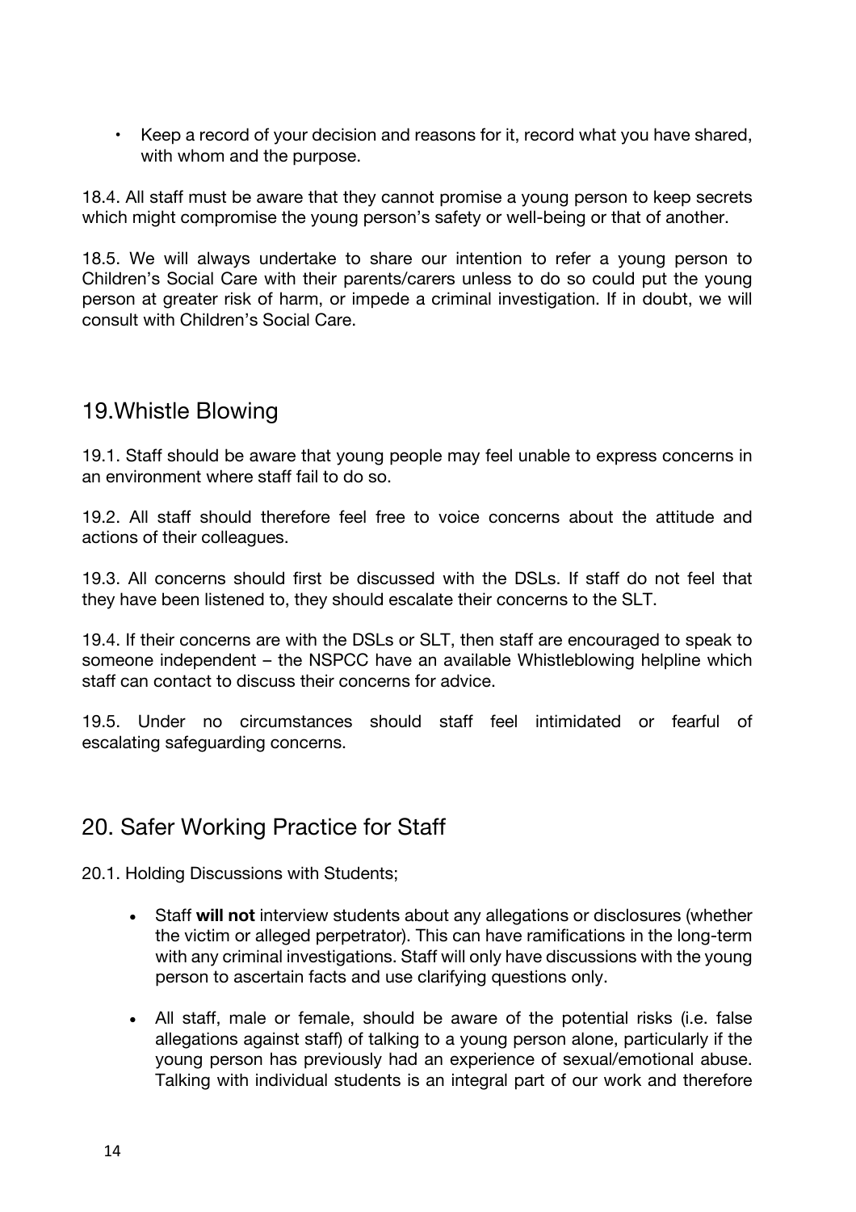- Keep a record of your decision and reasons for it, record what you have shared, with whom and the purpose.

18.4. All staff must be aware that they cannot promise a young person to keep secrets which might compromise the young person's safety or well-being or that of another.

18.5. We will always undertake to share our intention to refer a young person to Children's Social Care with their parents/carers unless to do so could put the young person at greater risk of harm, or impede a criminal investigation. If in doubt, we will consult with Children's Social Care.

## 19.Whistle Blowing

19.1. Staff should be aware that young people may feel unable to express concerns in an environment where staff fail to do so.

19.2. All staff should therefore feel free to voice concerns about the attitude and actions of their colleagues.

19.3. All concerns should first be discussed with the DSLs. If staff do not feel that they have been listened to, they should escalate their concerns to the SLT.

19.4. If their concerns are with the DSLs or SLT, then staff are encouraged to speak to someone independent – the NSPCC have an available Whistleblowing helpline which staff can contact to discuss their concerns for advice.

19.5. Under no circumstances should staff feel intimidated or fearful of escalating safeguarding concerns.

## 20. Safer Working Practice for Staff

20.1. Holding Discussions with Students;

- Staff **will not** interview students about any allegations or disclosures (whether the victim or alleged perpetrator). This can have ramifications in the long-term with any criminal investigations. Staff will only have discussions with the young person to ascertain facts and use clarifying questions only.

- All staff, male or female, should be aware of the potential risks (i.e. false allegations against staff) of talking to a young person alone, particularly if the young person has previously had an experience of sexual/emotional abuse. Talking with individual students is an integral part of our work and therefore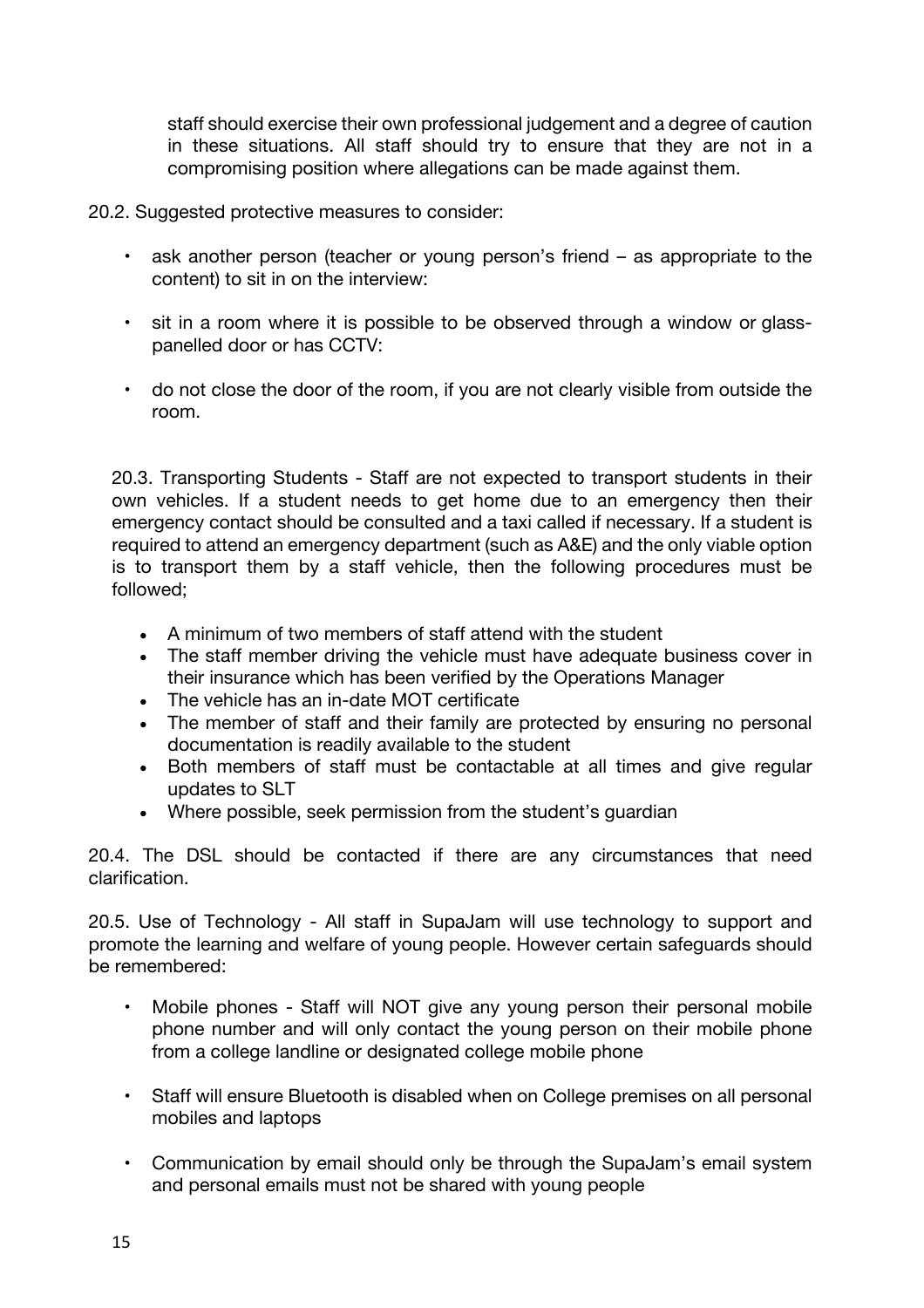staff should exercise their own professional judgement and a degree of caution in these situations. All staff should try to ensure that they are not in a compromising position where allegations can be made against them.

20.2. Suggested protective measures to consider:

- ask another person (teacher or young person's friend – as appropriate to the content) to sit in on the interview:
- sit in a room where it is possible to be observed through a window or glass-panelled door or has CCTV:
- do not close the door of the room, if you are not clearly visible from outside the room.

20.3. Transporting Students - Staff are not expected to transport students in their own vehicles. If a student needs to get home due to an emergency then their emergency contact should be consulted and a taxi called if necessary. If a student is required to attend an emergency department (such as A&E) and the only viable option is to transport them by a staff vehicle, then the following procedures must be followed;

- A minimum of two members of staff attend with the student
- The staff member driving the vehicle must have adequate business cover in their insurance which has been verified by the Operations Manager
- The vehicle has an in-date MOT certificate
- The member of staff and their family are protected by ensuring no personal documentation is readily available to the student
- Both members of staff must be contactable at all times and give regular updates to SLT
- Where possible, seek permission from the student's guardian

20.4. The DSL should be contacted if there are any circumstances that need clarification.

20.5. Use of Technology - All staff in SupaJam will use technology to support and promote the learning and welfare of young people. However certain safeguards should be remembered:

- Mobile phones - Staff will NOT give any young person their personal mobile phone number and will only contact the young person on their mobile phone from a college landline or designated college mobile phone
- Staff will ensure Bluetooth is disabled when on College premises on all personal mobiles and laptops
- Communication by email should only be through the SupaJam's email system and personal emails must not be shared with young people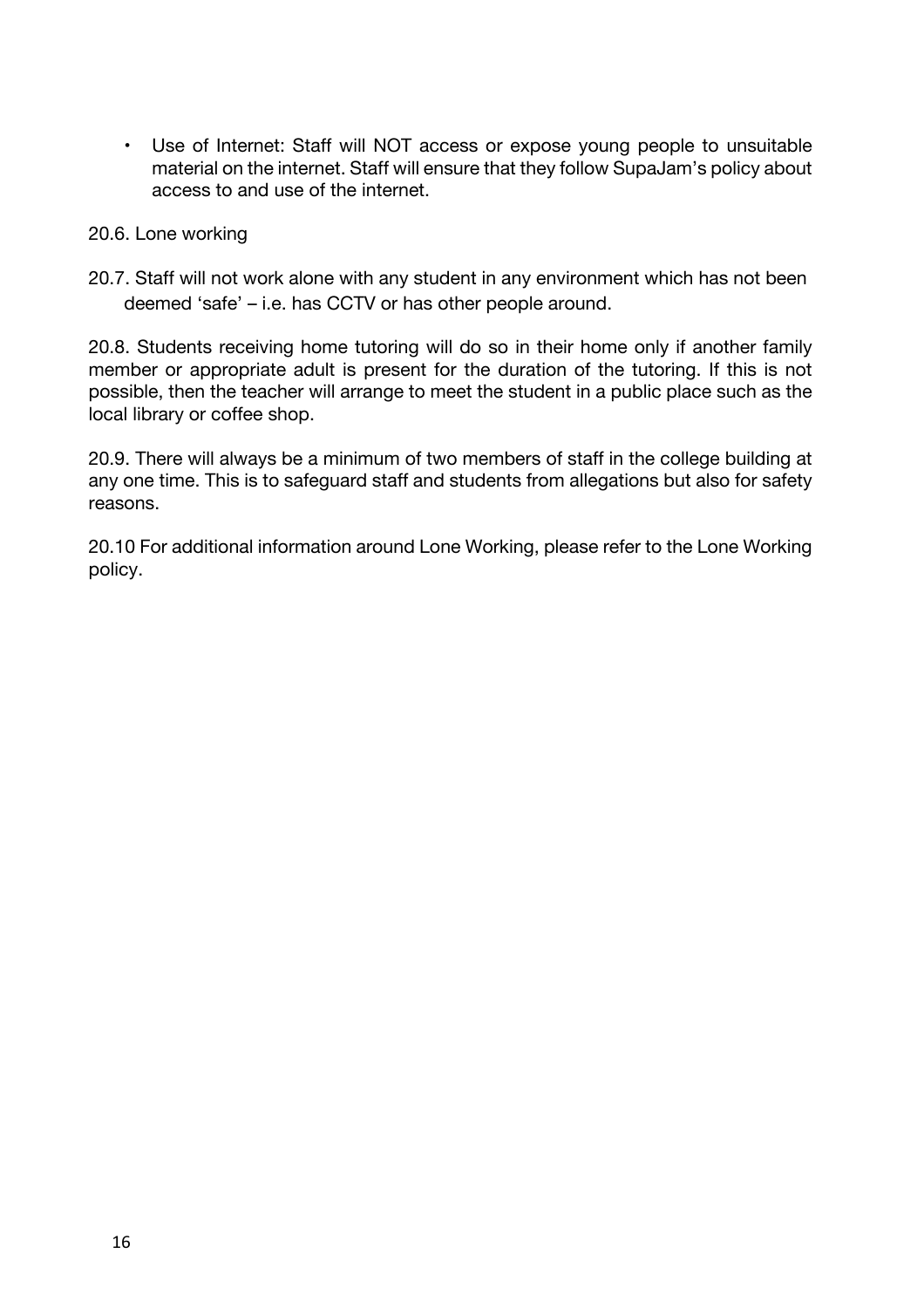- Use of Internet: Staff will NOT access or expose young people to unsuitable material on the internet. Staff will ensure that they follow SupaJam's policy about access to and use of the internet.

20.6. Lone working

20.7. Staff will not work alone with any student in any environment which has not been deemed 'safe' – i.e. has CCTV or has other people around.

20.8. Students receiving home tutoring will do so in their home only if another family member or appropriate adult is present for the duration of the tutoring. If this is not possible, then the teacher will arrange to meet the student in a public place such as the local library or coffee shop.

20.9. There will always be a minimum of two members of staff in the college building at any one time. This is to safeguard staff and students from allegations but also for safety reasons.

20.10 For additional information around Lone Working, please refer to the Lone Working policy.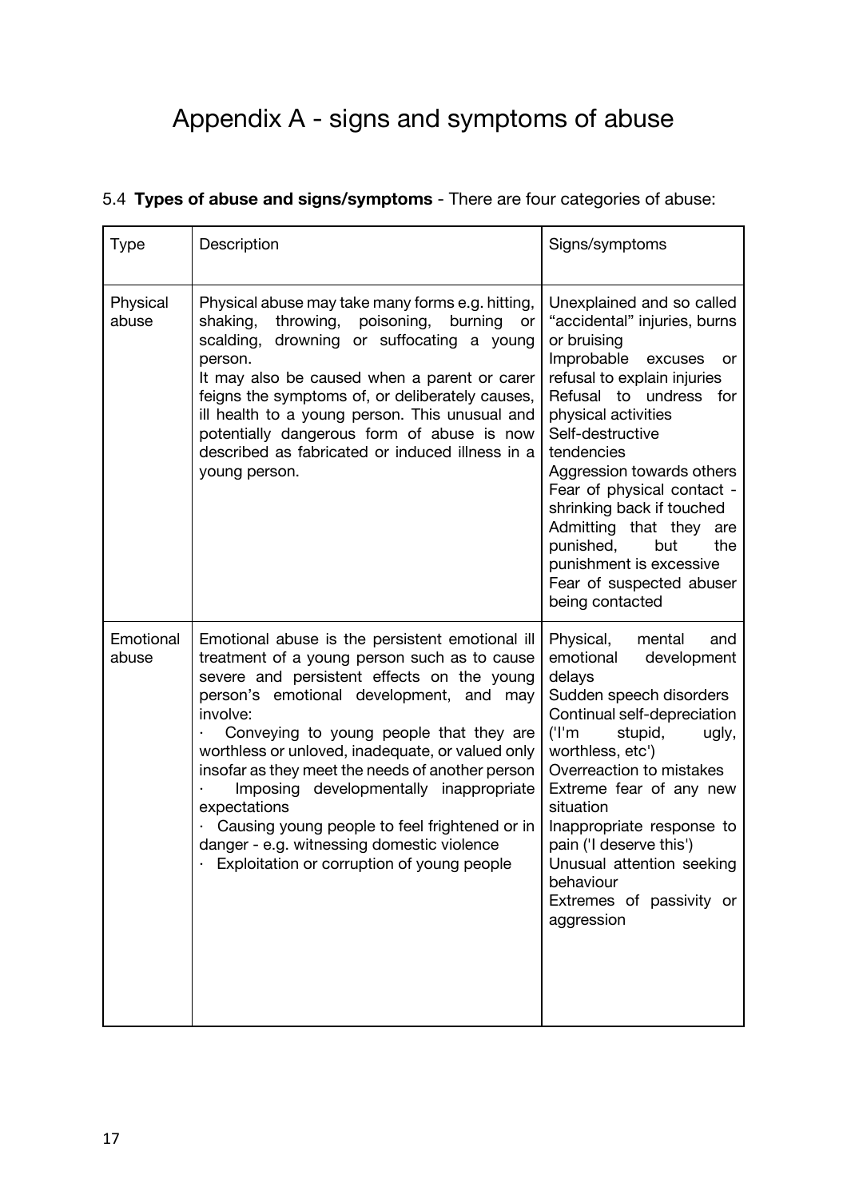# Appendix A - signs and symptoms of abuse

5.4 **Types of abuse and signs/symptoms** - There are four categories of abuse:

| Type | Description | Signs/symptoms |
| --- | --- | --- |
| Physical abuse | Physical abuse may take many forms e.g. hitting, shaking, throwing, poisoning, burning or scalding, drowning or suffocating a young person.<br>It may also be caused when a parent or carer feigns the symptoms of, or deliberately causes, ill health to a young person. This unusual and potentially dangerous form of abuse is now described as fabricated or induced illness in a young person. | Unexplained and so called "accidental" injuries, burns or bruising<br>Improbable excuses or refusal to explain injuries<br>Refusal to undress for physical activities<br>Self-destructive tendencies<br>Aggression towards others<br>Fear of physical contact - shrinking back if touched<br>Admitting that they are punished, but the punishment is excessive<br>Fear of suspected abuser being contacted |
| Emotional abuse | Emotional abuse is the persistent emotional ill treatment of a young person such as to cause severe and persistent effects on the young person's emotional development, and may involve:<br>· Conveying to young people that they are worthless or unloved, inadequate, or valued only insofar as they meet the needs of another person<br>· Imposing developmentally inappropriate expectations<br>· Causing young people to feel frightened or in danger - e.g. witnessing domestic violence<br>· Exploitation or corruption of young people | Physical, mental and emotional development delays<br>Sudden speech disorders<br>Continual self-depreciation ('I'm stupid, ugly, worthless, etc')<br>Overreaction to mistakes<br>Extreme fear of any new situation<br>Inappropriate response to pain ('I deserve this')<br>Unusual attention seeking behaviour<br>Extremes of passivity or aggression |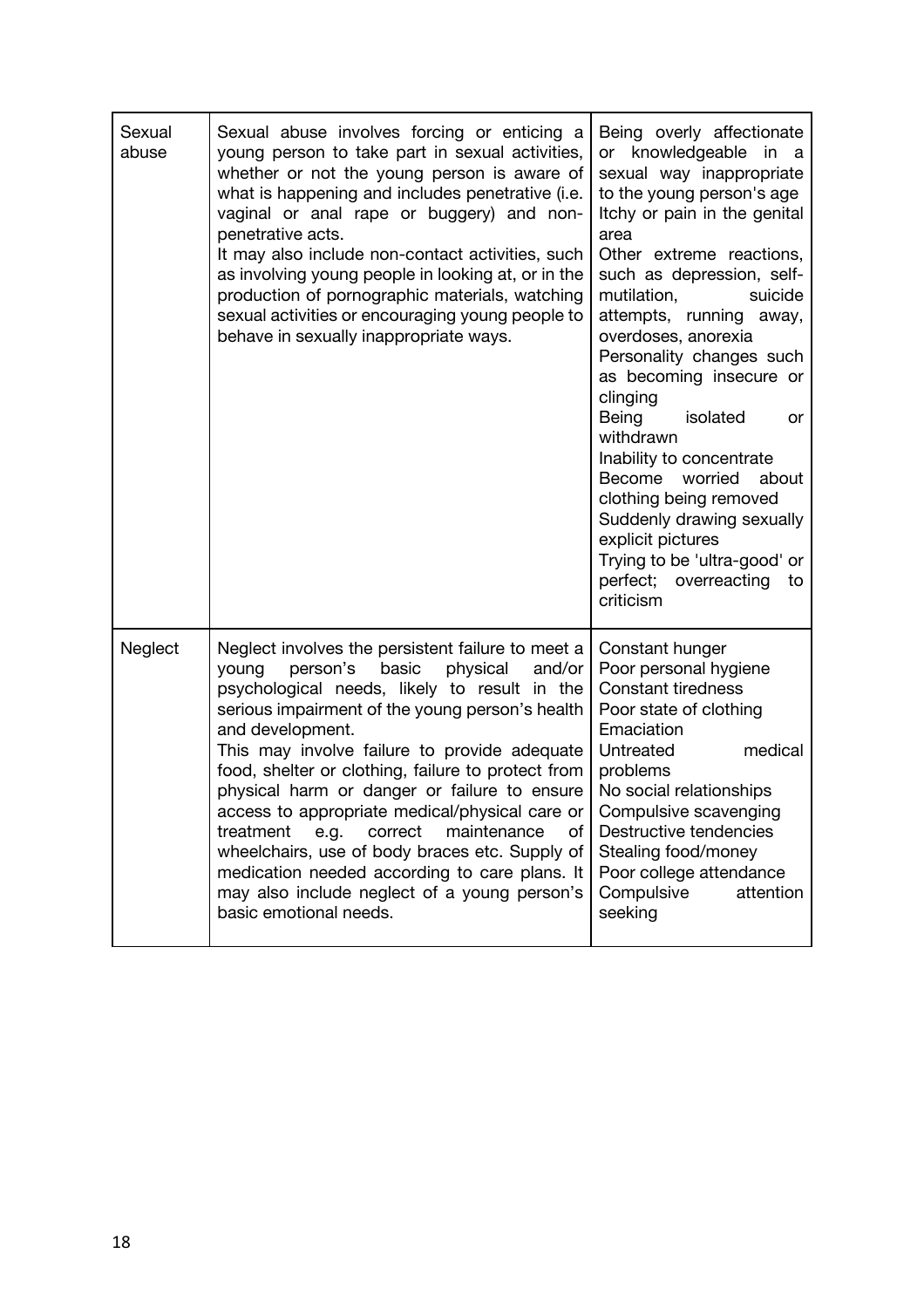| | | |
|---|---|---|
| Sexual abuse | Sexual abuse involves forcing or enticing a young person to take part in sexual activities, whether or not the young person is aware of what is happening and includes penetrative (i.e. vaginal or anal rape or buggery) and non-penetrative acts.<br>It may also include non-contact activities, such as involving young people in looking at, or in the production of pornographic materials, watching sexual activities or encouraging young people to behave in sexually inappropriate ways. | Being overly affectionate or knowledgeable in a sexual way inappropriate to the young person's age<br>Itchy or pain in the genital area<br>Other extreme reactions, such as depression, self-mutilation, suicide attempts, running away, overdoses, anorexia<br>Personality changes such as becoming insecure or clinging<br>Being isolated or withdrawn<br>Inability to concentrate<br>Become worried about clothing being removed<br>Suddenly drawing sexually explicit pictures<br>Trying to be 'ultra-good' or perfect; overreacting to criticism |
| Neglect | Neglect involves the persistent failure to meet a young person's basic physical and/or psychological needs, likely to result in the serious impairment of the young person's health and development.<br>This may involve failure to provide adequate food, shelter or clothing, failure to protect from physical harm or danger or failure to ensure access to appropriate medical/physical care or treatment e.g. correct maintenance of wheelchairs, use of body braces etc. Supply of medication needed according to care plans. It may also include neglect of a young person's basic emotional needs. | Constant hunger<br>Poor personal hygiene<br>Constant tiredness<br>Poor state of clothing<br>Emaciation<br>Untreated medical problems<br>No social relationships<br>Compulsive scavenging<br>Destructive tendencies<br>Stealing food/money<br>Poor college attendance<br>Compulsive attention seeking |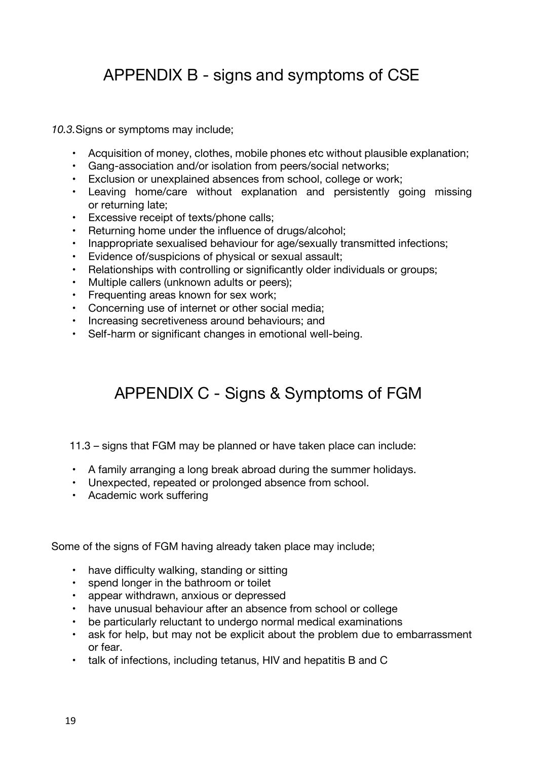# APPENDIX B - signs and symptoms of CSE

*10.3.* Signs or symptoms may include;

- Acquisition of money, clothes, mobile phones etc without plausible explanation;
- Gang-association and/or isolation from peers/social networks;
- Exclusion or unexplained absences from school, college or work;
- Leaving home/care without explanation and persistently going missing or returning late;
- Excessive receipt of texts/phone calls;
- Returning home under the influence of drugs/alcohol;
- Inappropriate sexualised behaviour for age/sexually transmitted infections;
- Evidence of/suspicions of physical or sexual assault;
- Relationships with controlling or significantly older individuals or groups;
- Multiple callers (unknown adults or peers);
- Frequenting areas known for sex work;
- Concerning use of internet or other social media;
- Increasing secretiveness around behaviours; and
- Self-harm or significant changes in emotional well-being.

# APPENDIX C - Signs & Symptoms of FGM

11.3 – signs that FGM may be planned or have taken place can include:

- A family arranging a long break abroad during the summer holidays.
- Unexpected, repeated or prolonged absence from school.
- Academic work suffering

Some of the signs of FGM having already taken place may include;

- have difficulty walking, standing or sitting
- spend longer in the bathroom or toilet
- appear withdrawn, anxious or depressed
- have unusual behaviour after an absence from school or college
- be particularly reluctant to undergo normal medical examinations
- ask for help, but may not be explicit about the problem due to embarrassment or fear.
- talk of infections, including tetanus, HIV and hepatitis B and C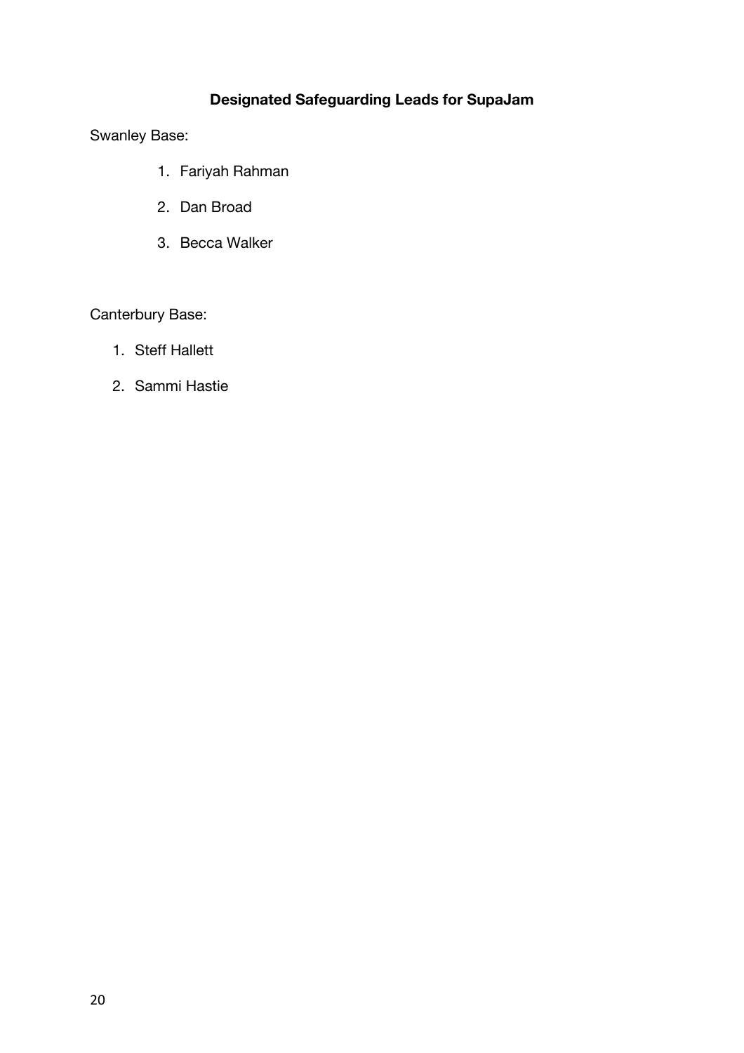## Designated Safeguarding Leads for SupaJam

Swanley Base:

1. Fariyah Rahman
2. Dan Broad
3. Becca Walker

Canterbury Base:

1. Steff Hallett
2. Sammi Hastie